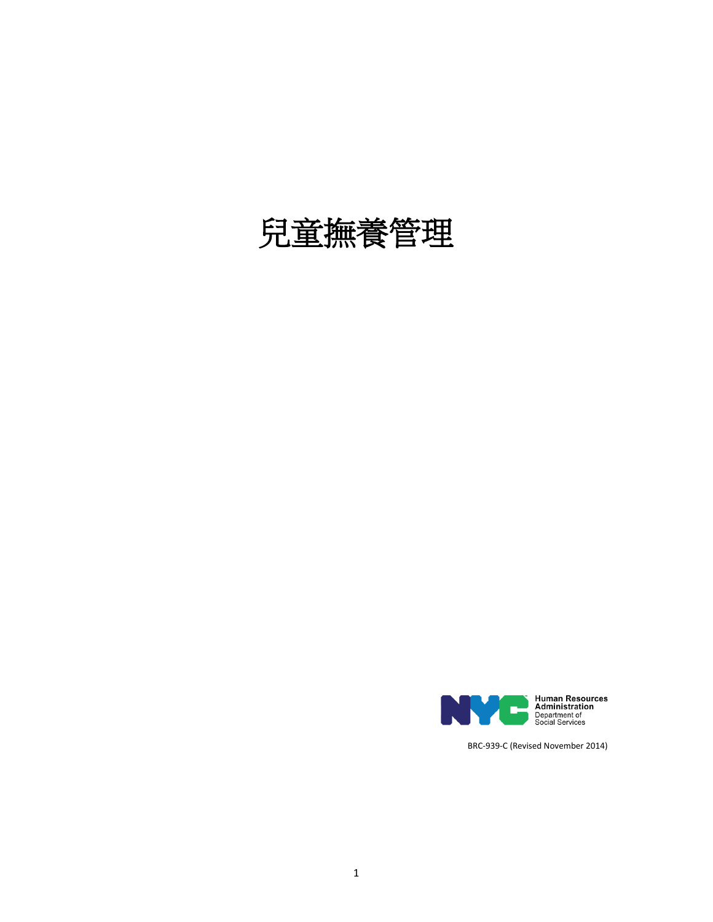# 兒童撫養管理

Human Resources Administration
Department of Social Services

BRC-939-C (Revised November 2014)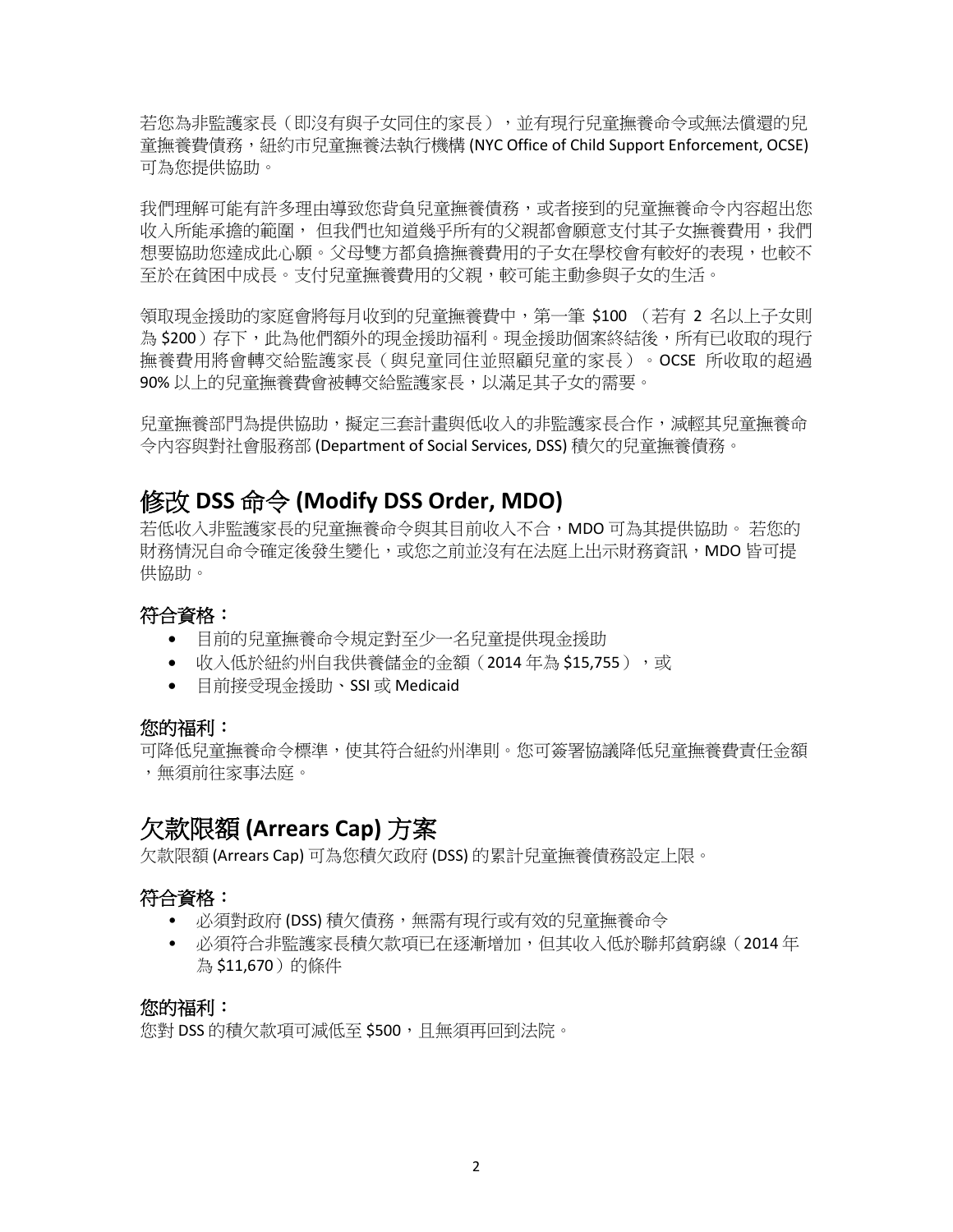若您為非監護家長（即沒有與子女同住的家長），並有現行兒童撫養命令或無法償還的兒童撫養費債務，紐約市兒童撫養法執行機構 (NYC Office of Child Support Enforcement, OCSE) 可為您提供協助。

我們理解可能有許多理由導致您背負兒童撫養債務，或者接到的兒童撫養命令內容超出您收入所能承擔的範圍， 但我們也知道幾乎所有的父親都會願意支付其子女撫養費用，我們想要協助您達成此心願。父母雙方都負擔撫養費用的子女在學校會有較好的表現，也較不至於在貧困中成長。支付兒童撫養費用的父親，較可能主動參與子女的生活。

領取現金援助的家庭會將每月收到的兒童撫養費中，第一筆 $100 （若有 2 名以上子女則為 $200）存下，此為他們額外的現金援助福利。現金援助個案終結後，所有已收取的現行撫養費用將會轉交給監護家長（與兒童同住並照顧兒童的家長）。OCSE 所收取的超過 90% 以上的兒童撫養費會被轉交給監護家長，以滿足其子女的需要。

兒童撫養部門為提供協助，擬定三套計畫與低收入的非監護家長合作，減輕其兒童撫養命令內容與對社會服務部 (Department of Social Services, DSS) 積欠的兒童撫養債務。

## 修改 DSS 命令 (Modify DSS Order, MDO)

若低收入非監護家長的兒童撫養命令與其目前收入不合，MDO 可為其提供協助。 若您的財務情況自命令確定後發生變化，或您之前並沒有在法庭上出示財務資訊，MDO 皆可提供協助。

### 符合資格：

- 目前的兒童撫養命令規定對至少一名兒童提供現金援助
- 收入低於紐約州自我供養儲金的金額（2014 年為 $15,755），或
- 目前接受現金援助、SSI 或 Medicaid

### 您的福利：

可降低兒童撫養命令標準，使其符合紐約州準則。您可簽署協議降低兒童撫養費責任金額，無須前往家事法庭。

## 欠款限額 (Arrears Cap) 方案

欠款限額 (Arrears Cap) 可為您積欠政府 (DSS) 的累計兒童撫養債務設定上限。

### 符合資格：

- 必須對政府 (DSS) 積欠債務，無需有現行或有效的兒童撫養命令
- 必須符合非監護家長積欠款項已在逐漸增加，但其收入低於聯邦貧窮線（2014 年為 $11,670）的條件

### 您的福利：

您對 DSS 的積欠款項可減低至 $500，且無須再回到法院。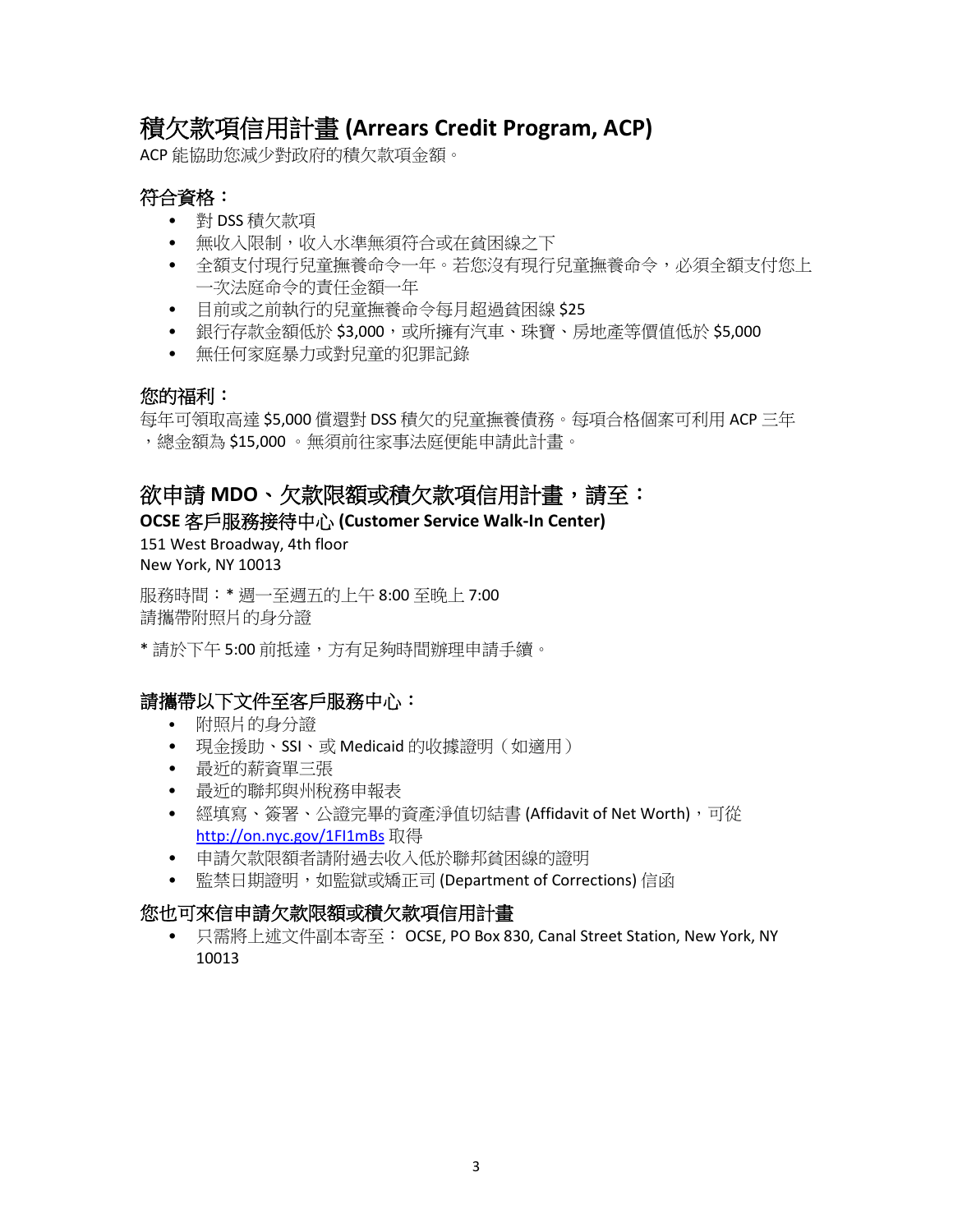# 積欠款項信用計畫 (Arrears Credit Program, ACP)

ACP 能協助您減少對政府的積欠款項金額。

## 符合資格：

- 對 DSS 積欠款項
- 無收入限制，收入水準無須符合或在貧困線之下
- 全額支付現行兒童撫養命令一年。若您沒有現行兒童撫養命令，必須全額支付您上一次法庭命令的責任金額一年
- 目前或之前執行的兒童撫養命令每月超過貧困線 $25
- 銀行存款金額低於 $3,000，或所擁有汽車、珠寶、房地產等價值低於 $5,000
- 無任何家庭暴力或對兒童的犯罪記錄

## 您的福利：

每年可領取高達 $5,000 償還對 DSS 積欠的兒童撫養債務。每項合格個案可利用 ACP 三年，總金額為 $15,000 。無須前往家事法庭便能申請此計畫。

# 欲申請 MDO、欠款限額或積欠款項信用計畫，請至：

**OCSE 客戶服務接待中心 (Customer Service Walk-In Center)**

151 West Broadway, 4th floor
New York, NY 10013

服務時間：* 週一至週五的上午 8:00 至晚上 7:00
請攜帶附照片的身分證

* 請於下午 5:00 前抵達，方有足夠時間辦理申請手續。

## 請攜帶以下文件至客戶服務中心：

- 附照片的身分證
- 現金援助、SSI、或 Medicaid 的收據證明（如適用）
- 最近的薪資單三張
- 最近的聯邦與州稅務申報表
- 經填寫、簽署、公證完畢的資產淨值切結書 (Affidavit of Net Worth)，可從 http://on.nyc.gov/1FI1mBs 取得
- 申請欠款限額者請附過去收入低於聯邦貧困線的證明
- 監禁日期證明，如監獄或矯正司 (Department of Corrections) 信函

## 您也可來信申請欠款限額或積欠款項信用計畫

- 只需將上述文件副本寄至： OCSE, PO Box 830, Canal Street Station, New York, NY 10013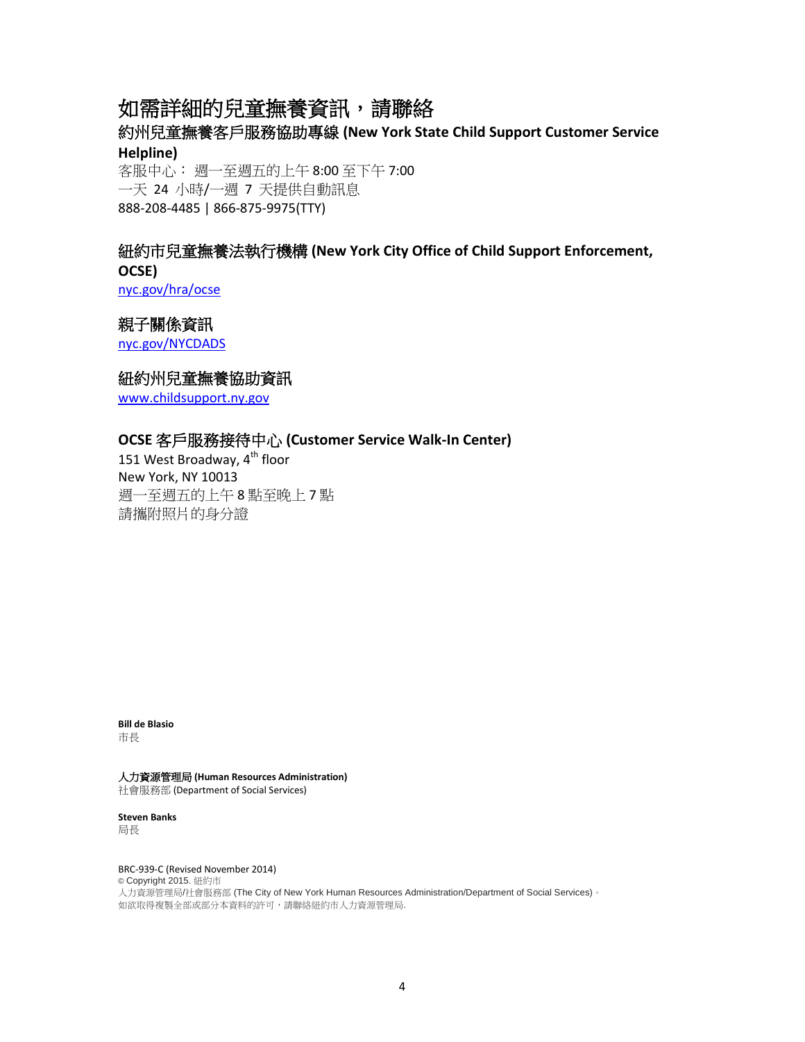# 如需詳細的兒童撫養資訊，請聯絡

## 約州兒童撫養客戶服務協助專線 (New York State Child Support Customer Service Helpline)

客服中心： 週一至週五的上午 8:00 至下午 7:00
一天 24 小時/一週 7 天提供自動訊息
888-208-4485 | 866-875-9975(TTY)

## 紐約市兒童撫養法執行機構 (New York City Office of Child Support Enforcement, OCSE)

nyc.gov/hra/ocse

## 親子關係資訊

nyc.gov/NYCDADS

## 紐約州兒童撫養協助資訊

www.childsupport.ny.gov

## OCSE 客戶服務接待中心 (Customer Service Walk-In Center)

151 West Broadway, 4th floor
New York, NY 10013
週一至週五的上午 8 點至晚上 7 點
請攜附照片的身分證

**Bill de Blasio**
市長

**人力資源管理局 (Human Resources Administration)**
社會服務部 (Department of Social Services)

**Steven Banks**
局長

BRC-939-C (Revised November 2014)
© Copyright 2015. 紐約市
人力資源管理局/社會服務部 (The City of New York Human Resources Administration/Department of Social Services)。
如欲取得複製全部或部分本資料的許可，請聯絡紐約市人力資源管理局.